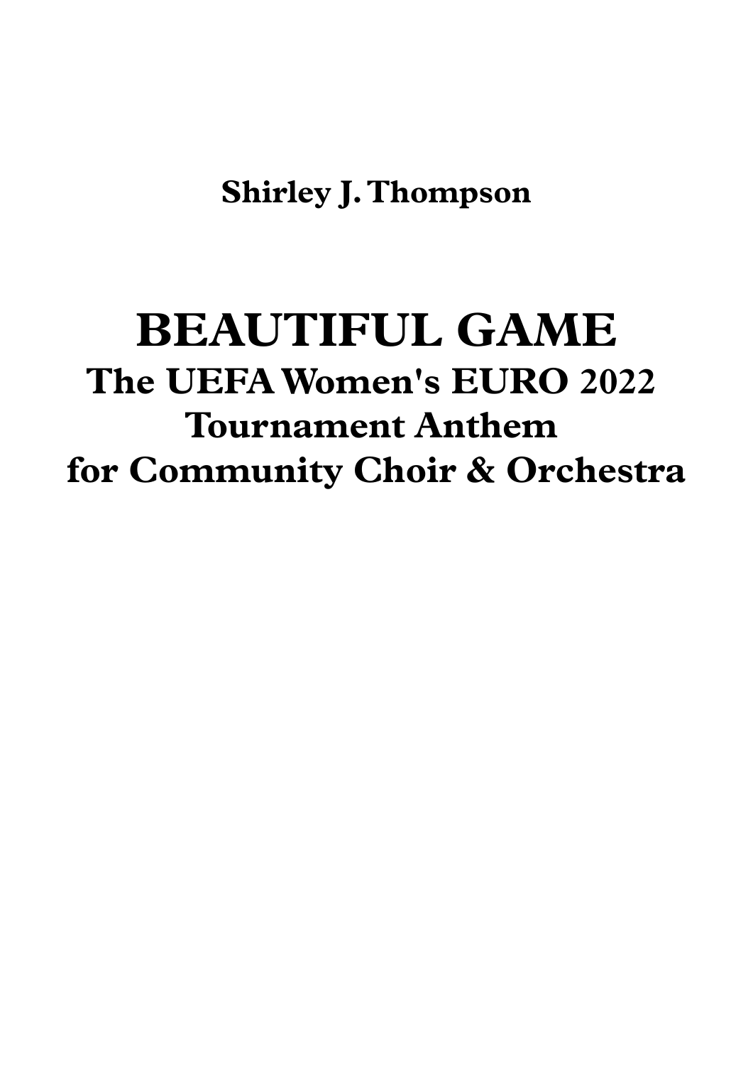**Shirley J. Thompson**

# BEAUTIFUL GAME

## The UEFA Women's EURO 2022 Tournament Anthem for Community Choir & Orchestra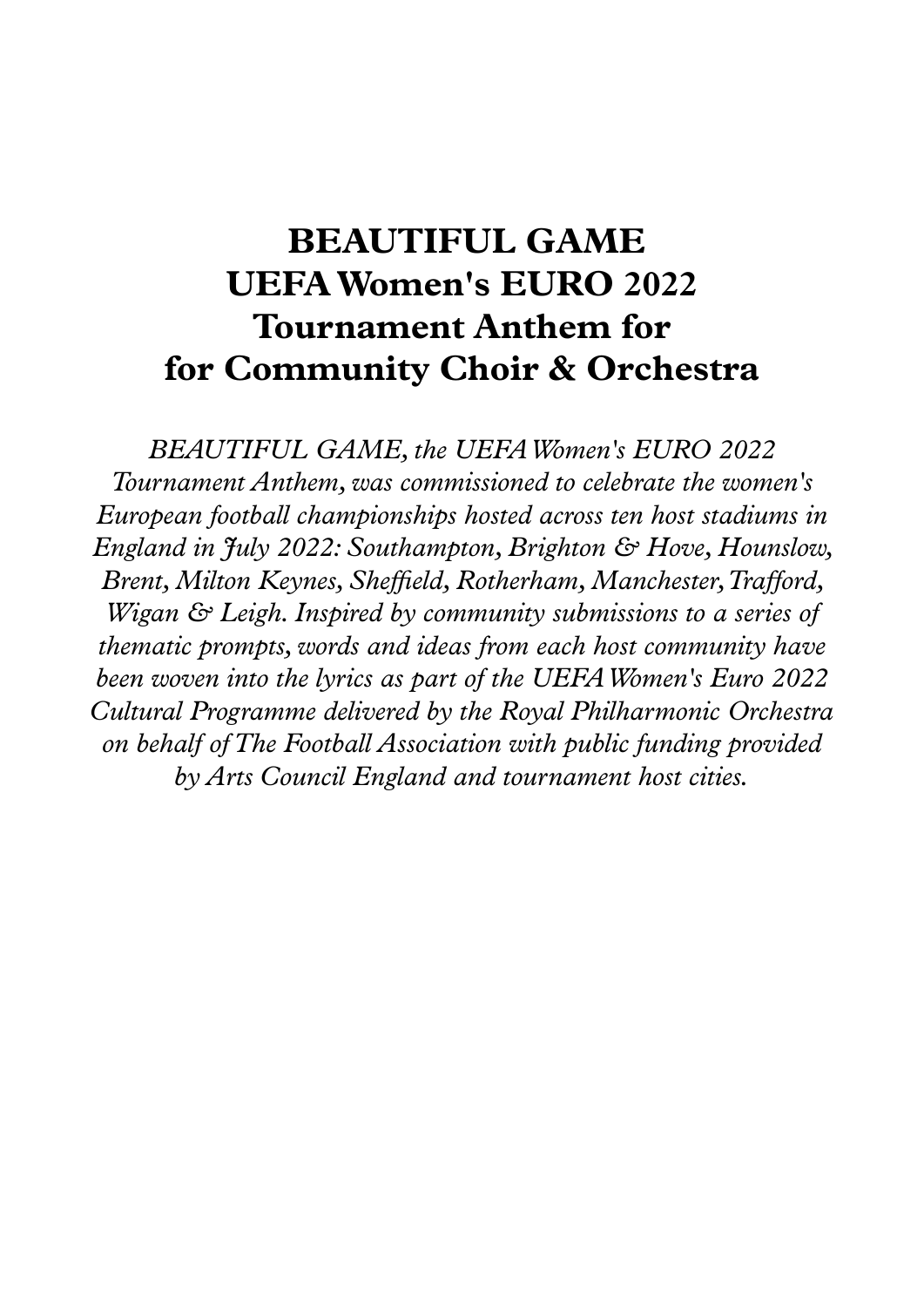# BEAUTIFUL GAME
# UEFA Women's EURO 2022
# Tournament Anthem for
# for Community Choir & Orchestra

*BEAUTIFUL GAME, the UEFA Women's EURO 2022 Tournament Anthem, was commissioned to celebrate the women's European football championships hosted across ten host stadiums in England in July 2022: Southampton, Brighton & Hove, Hounslow, Brent, Milton Keynes, Sheffield, Rotherham, Manchester, Trafford, Wigan & Leigh. Inspired by community submissions to a series of thematic prompts, words and ideas from each host community have been woven into the lyrics as part of the UEFA Women's Euro 2022 Cultural Programme delivered by the Royal Philharmonic Orchestra on behalf of The Football Association with public funding provided by Arts Council England and tournament host cities.*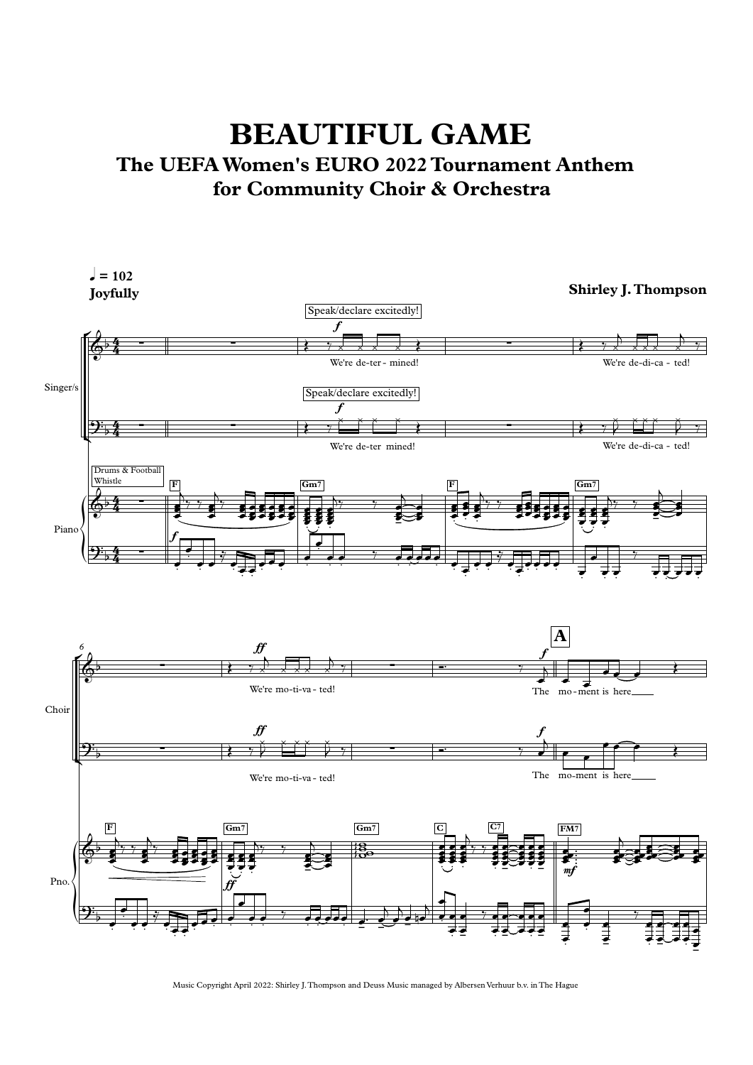# BEAUTIFUL GAME

## The UEFA Women's EURO 2022 Tournament Anthem
## for Community Choir & Orchestra

♩ = 102
**Joyfully**

**Shirley J. Thompson**

Music Copyright April 2022: Shirley J. Thompson and Deuss Music managed by Albersen Verhuur b.v. in The Hague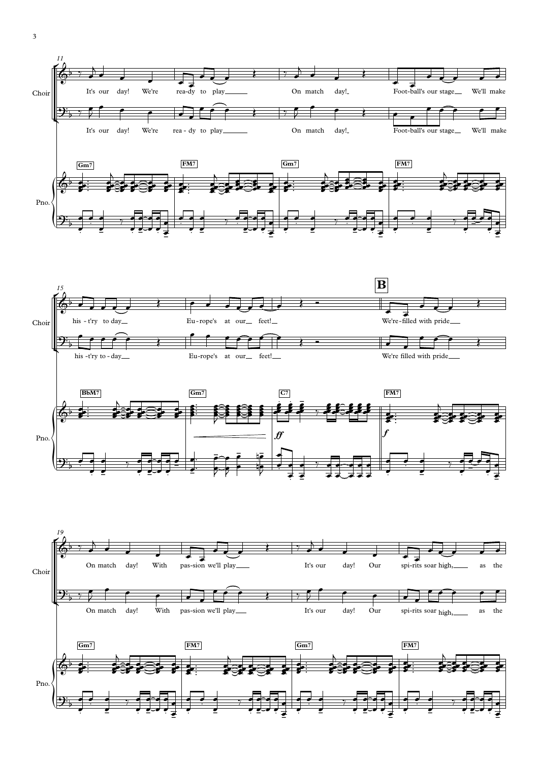It's our day! We're rea-dy to play On match day! Foot-ball's our stage We'll make

his-t'ry to day Eu-rope's at our feet!

**B**

We're filled with pride

On match day! With pas-sion we'll play It's our day! Our spi-rits soar high, as the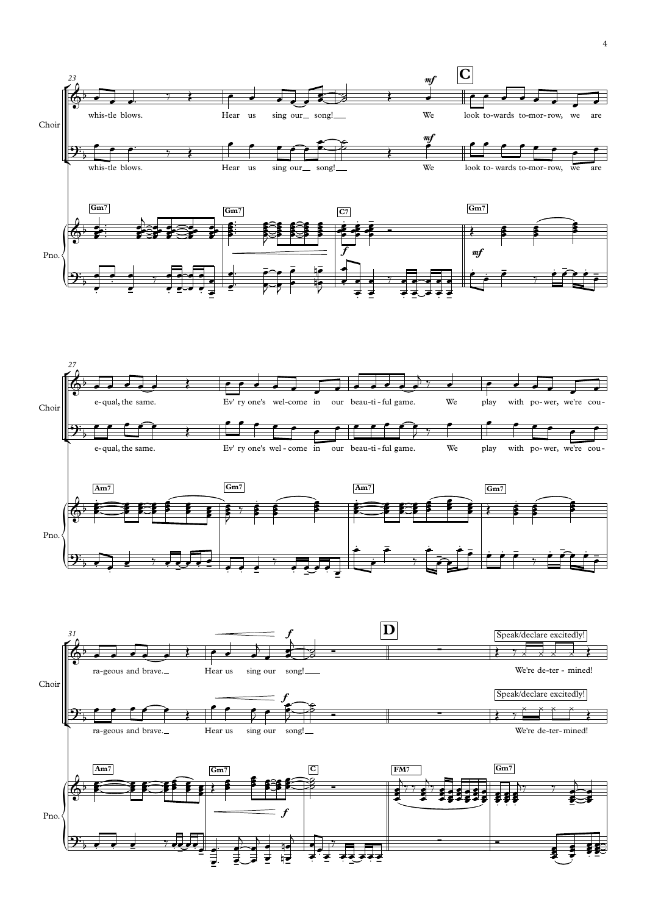**C**

Choir: whis-tle blows. Hear us sing our song! We look to-wards to-mor-row, we are e-qual, the same. Ev' ry one's wel-come in our beau-ti-ful game. We play with po-wer, we're cou-ra-geous and brave. Hear us sing our song!

**D**

Speak/declare excitedly! We're de-ter-mined!

Pno.: Gm7, Gm7, C7, Gm7, Am7, Gm7, Am7, Gm7, Am7, Gm7, C, FM7, Gm7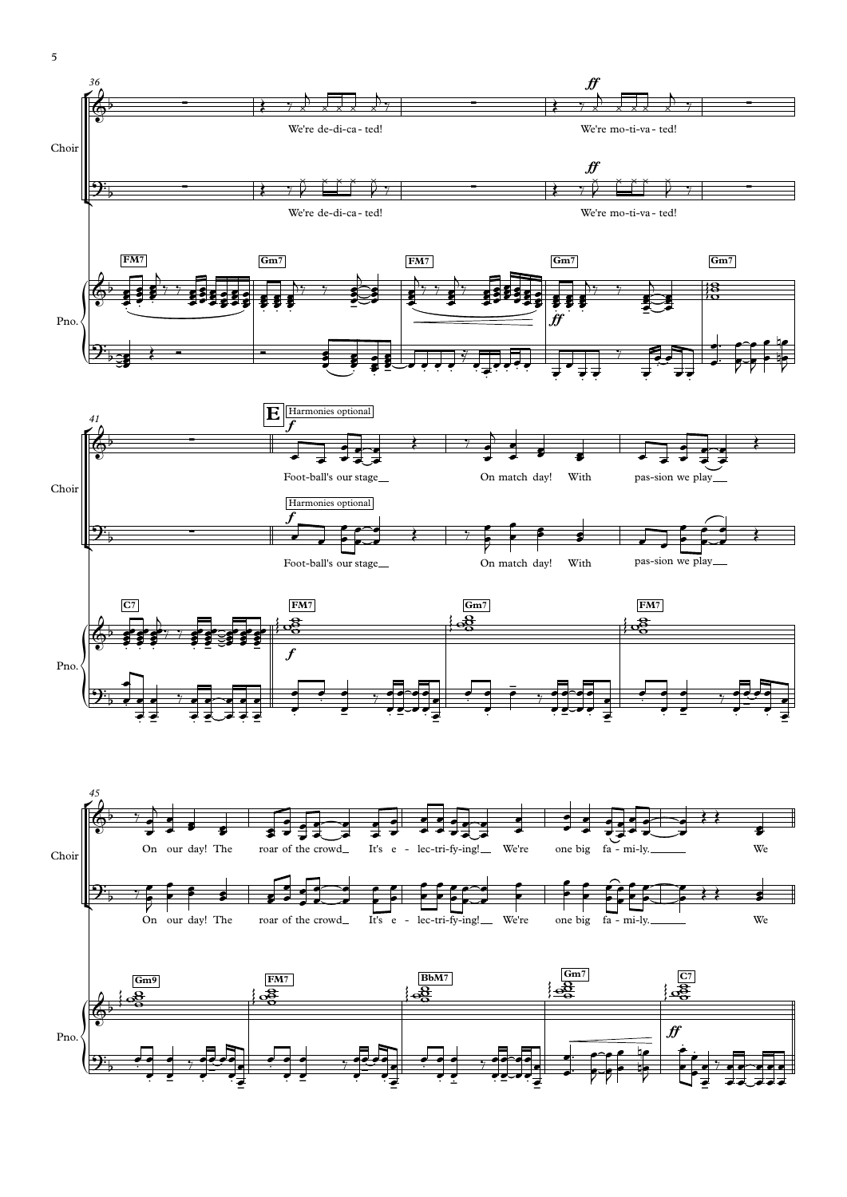Choir

We're de-di-ca - ted!

We're mo-ti-va - ted!

Pno.

FM7 Gm7 FM7 Gm7 Gm7

E Harmonies optional

Foot-ball's our stage On match day! With pas-sion we play

C7 FM7 Gm7 FM7

On our day! The roar of the crowd It's e - lec-tri-fy-ing! We're one big fa - mi-ly. We

Gm9 FM7 BbM7 Gm7 C7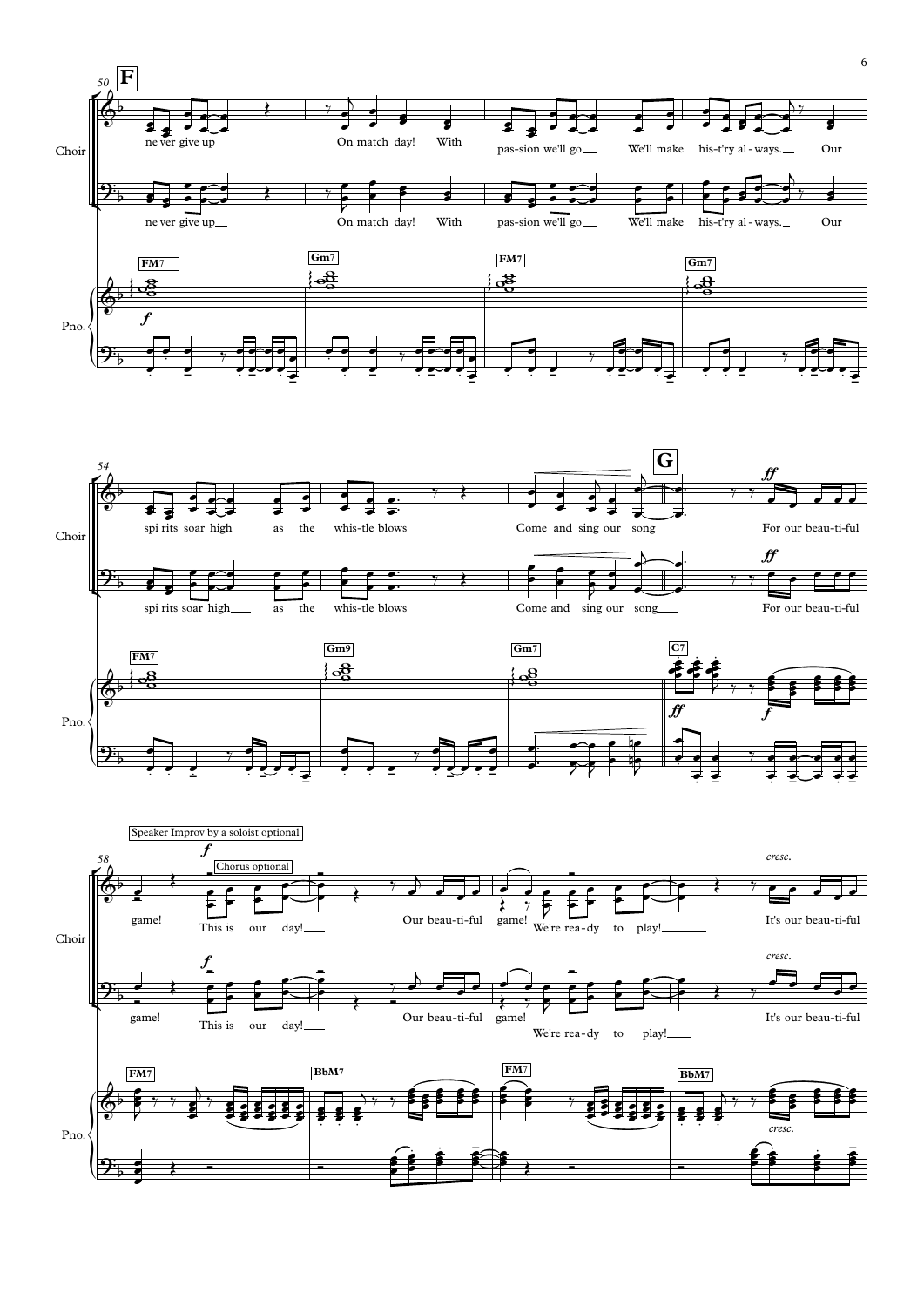**F**

Choir:
ne ver give up — On match day! With pas-sion we'll go — We'll make his-t'ry al-ways. — Our

spi rits soar high — as the whis-tle blows — Come and sing our song —

**G**

For our beau-ti-ful game!

Speaker Improv by a soloist optional

Chorus optional

This is our day! — Our beau-ti-ful game! We're rea-dy to play! — It's our beau-ti-ful

Pno.: FM7 · Gm7 · FM7 · Gm7 · FM7 · Gm9 · Gm7 · C7 · FM7 · BbM7 · FM7 · BbM7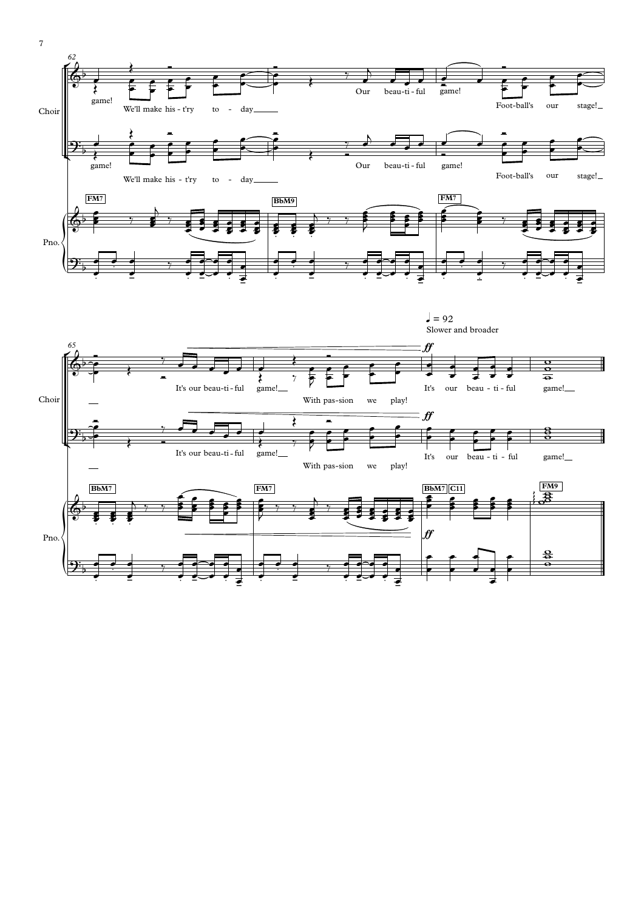62

Choir

game! We'll make his - t'ry to - day___ Our beau - ti - ful game! Foot - ball's our stage!___

Pno.

FM7 BbM9 FM7

65

♩ = 92
Slower and broader

*ff*

It's our beau - ti - ful game!___ With pas - sion we play! It's our beau - ti - ful game!___

BbM7 FM7 BbM7 C11 FM9